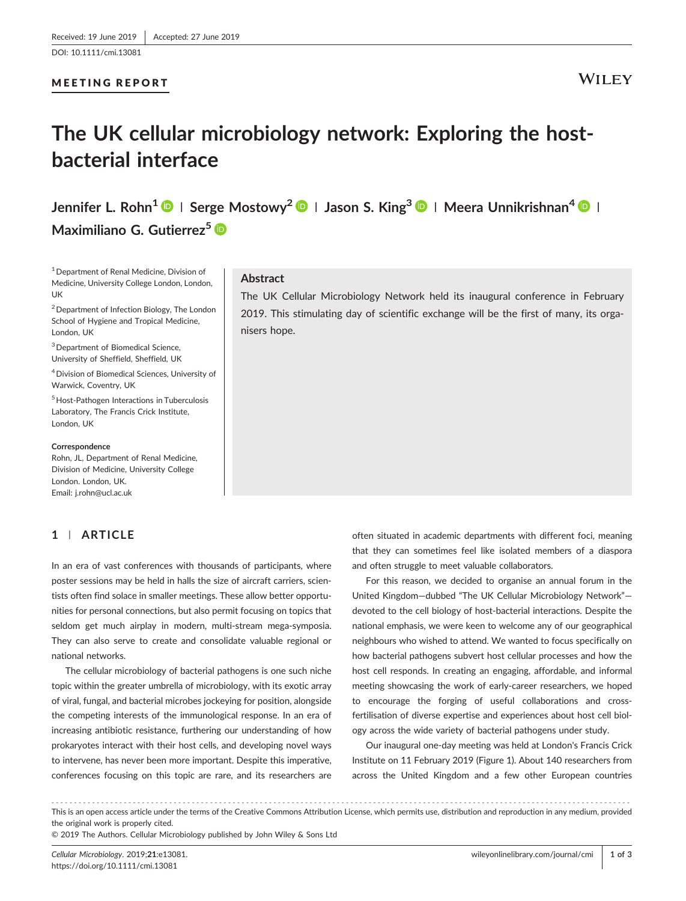Received: 19 June 2019 | Accepted: 27 June 2019

DOI: 10.1111/cmi.13081

MEETING REPORT

# The UK cellular microbiology network: Exploring the host-bacterial interface

**Jennifer L. Rohn[1] | Serge Mostowy[2] | Jason S. King[3] | Meera Unnikrishnan[4] | Maximiliano G. Gutierrez[5]**

[1] Department of Renal Medicine, Division of Medicine, University College London, London, UK

[2] Department of Infection Biology, The London School of Hygiene and Tropical Medicine, London, UK

[3] Department of Biomedical Science, University of Sheffield, Sheffield, UK

[4] Division of Biomedical Sciences, University of Warwick, Coventry, UK

[5] Host-Pathogen Interactions in Tuberculosis Laboratory, The Francis Crick Institute, London, UK

**Correspondence**
Rohn, JL, Department of Renal Medicine, Division of Medicine, University College London. London, UK.
Email: j.rohn@ucl.ac.uk

## Abstract

The UK Cellular Microbiology Network held its inaugural conference in February 2019. This stimulating day of scientific exchange will be the first of many, its organisers hope.

## 1 | ARTICLE

In an era of vast conferences with thousands of participants, where poster sessions may be held in halls the size of aircraft carriers, scientists often find solace in smaller meetings. These allow better opportunities for personal connections, but also permit focusing on topics that seldom get much airplay in modern, multi-stream mega-symposia. They can also serve to create and consolidate valuable regional or national networks.

The cellular microbiology of bacterial pathogens is one such niche topic within the greater umbrella of microbiology, with its exotic array of viral, fungal, and bacterial microbes jockeying for position, alongside the competing interests of the immunological response. In an era of increasing antibiotic resistance, furthering our understanding of how prokaryotes interact with their host cells, and developing novel ways to intervene, has never been more important. Despite this imperative, conferences focusing on this topic are rare, and its researchers are often situated in academic departments with different foci, meaning that they can sometimes feel like isolated members of a diaspora and often struggle to meet valuable collaborators.

For this reason, we decided to organise an annual forum in the United Kingdom—dubbed "The UK Cellular Microbiology Network"—devoted to the cell biology of host-bacterial interactions. Despite the national emphasis, we were keen to welcome any of our geographical neighbours who wished to attend. We wanted to focus specifically on how bacterial pathogens subvert host cellular processes and how the host cell responds. In creating an engaging, affordable, and informal meeting showcasing the work of early-career researchers, we hoped to encourage the forging of useful collaborations and cross-fertilisation of diverse expertise and experiences about host cell biology across the wide variety of bacterial pathogens under study.

Our inaugural one-day meeting was held at London's Francis Crick Institute on 11 February 2019 (Figure 1). About 140 researchers from across the United Kingdom and a few other European countries

This is an open access article under the terms of the Creative Commons Attribution License, which permits use, distribution and reproduction in any medium, provided the original work is properly cited.
© 2019 The Authors. Cellular Microbiology published by John Wiley & Sons Ltd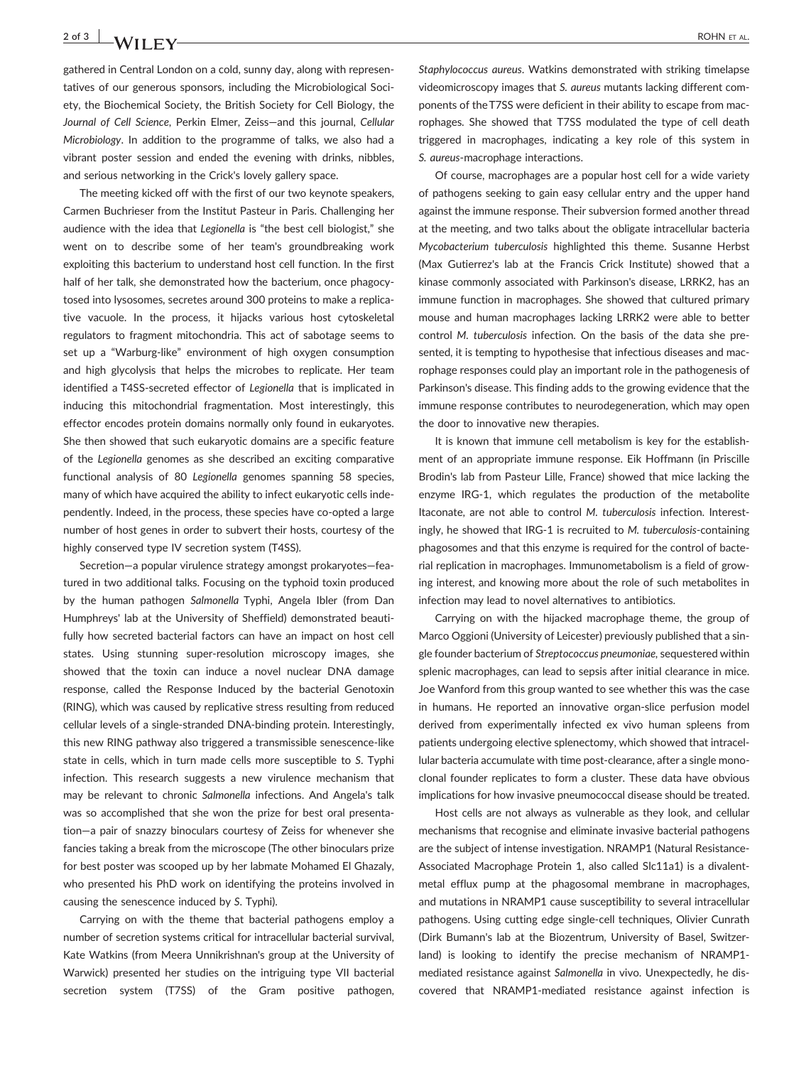gathered in Central London on a cold, sunny day, along with representatives of our generous sponsors, including the Microbiological Society, the Biochemical Society, the British Society for Cell Biology, the *Journal of Cell Science*, Perkin Elmer, Zeiss—and this journal, *Cellular Microbiology*. In addition to the programme of talks, we also had a vibrant poster session and ended the evening with drinks, nibbles, and serious networking in the Crick's lovely gallery space.

The meeting kicked off with the first of our two keynote speakers, Carmen Buchrieser from the Institut Pasteur in Paris. Challenging her audience with the idea that *Legionella* is "the best cell biologist," she went on to describe some of her team's groundbreaking work exploiting this bacterium to understand host cell function. In the first half of her talk, she demonstrated how the bacterium, once phagocytosed into lysosomes, secretes around 300 proteins to make a replicative vacuole. In the process, it hijacks various host cytoskeletal regulators to fragment mitochondria. This act of sabotage seems to set up a "Warburg-like" environment of high oxygen consumption and high glycolysis that helps the microbes to replicate. Her team identified a T4SS-secreted effector of *Legionella* that is implicated in inducing this mitochondrial fragmentation. Most interestingly, this effector encodes protein domains normally only found in eukaryotes. She then showed that such eukaryotic domains are a specific feature of the *Legionella* genomes as she described an exciting comparative functional analysis of 80 *Legionella* genomes spanning 58 species, many of which have acquired the ability to infect eukaryotic cells independently. Indeed, in the process, these species have co-opted a large number of host genes in order to subvert their hosts, courtesy of the highly conserved type IV secretion system (T4SS).

Secretion—a popular virulence strategy amongst prokaryotes—featured in two additional talks. Focusing on the typhoid toxin produced by the human pathogen *Salmonella* Typhi, Angela Ibler (from Dan Humphreys' lab at the University of Sheffield) demonstrated beautifully how secreted bacterial factors can have an impact on host cell states. Using stunning super-resolution microscopy images, she showed that the toxin can induce a novel nuclear DNA damage response, called the Response Induced by the bacterial Genotoxin (RING), which was caused by replicative stress resulting from reduced cellular levels of a single-stranded DNA-binding protein. Interestingly, this new RING pathway also triggered a transmissible senescence-like state in cells, which in turn made cells more susceptible to *S*. Typhi infection. This research suggests a new virulence mechanism that may be relevant to chronic *Salmonella* infections. And Angela's talk was so accomplished that she won the prize for best oral presentation—a pair of snazzy binoculars courtesy of Zeiss for whenever she fancies taking a break from the microscope (The other binoculars prize for best poster was scooped up by her labmate Mohamed El Ghazaly, who presented his PhD work on identifying the proteins involved in causing the senescence induced by *S*. Typhi).

Carrying on with the theme that bacterial pathogens employ a number of secretion systems critical for intracellular bacterial survival, Kate Watkins (from Meera Unnikrishnan's group at the University of Warwick) presented her studies on the intriguing type VII bacterial secretion system (T7SS) of the Gram positive pathogen, *Staphylococcus aureus*. Watkins demonstrated with striking timelapse videomicroscopy images that *S. aureus* mutants lacking different components of the T7SS were deficient in their ability to escape from macrophages. She showed that T7SS modulated the type of cell death triggered in macrophages, indicating a key role of this system in *S. aureus*-macrophage interactions.

Of course, macrophages are a popular host cell for a wide variety of pathogens seeking to gain easy cellular entry and the upper hand against the immune response. Their subversion formed another thread at the meeting, and two talks about the obligate intracellular bacteria *Mycobacterium tuberculosis* highlighted this theme. Susanne Herbst (Max Gutierrez's lab at the Francis Crick Institute) showed that a kinase commonly associated with Parkinson's disease, LRRK2, has an immune function in macrophages. She showed that cultured primary mouse and human macrophages lacking LRRK2 were able to better control *M. tuberculosis* infection. On the basis of the data she presented, it is tempting to hypothesise that infectious diseases and macrophage responses could play an important role in the pathogenesis of Parkinson's disease. This finding adds to the growing evidence that the immune response contributes to neurodegeneration, which may open the door to innovative new therapies.

It is known that immune cell metabolism is key for the establishment of an appropriate immune response. Eik Hoffmann (in Priscille Brodin's lab from Pasteur Lille, France) showed that mice lacking the enzyme IRG-1, which regulates the production of the metabolite Itaconate, are not able to control *M. tuberculosis* infection. Interestingly, he showed that IRG-1 is recruited to *M. tuberculosis*-containing phagosomes and that this enzyme is required for the control of bacterial replication in macrophages. Immunometabolism is a field of growing interest, and knowing more about the role of such metabolites in infection may lead to novel alternatives to antibiotics.

Carrying on with the hijacked macrophage theme, the group of Marco Oggioni (University of Leicester) previously published that a single founder bacterium of *Streptococcus pneumoniae*, sequestered within splenic macrophages, can lead to sepsis after initial clearance in mice. Joe Wanford from this group wanted to see whether this was the case in humans. He reported an innovative organ-slice perfusion model derived from experimentally infected ex vivo human spleens from patients undergoing elective splenectomy, which showed that intracellular bacteria accumulate with time post-clearance, after a single monoclonal founder replicates to form a cluster. These data have obvious implications for how invasive pneumococcal disease should be treated.

Host cells are not always as vulnerable as they look, and cellular mechanisms that recognise and eliminate invasive bacterial pathogens are the subject of intense investigation. NRAMP1 (Natural Resistance-Associated Macrophage Protein 1, also called Slc11a1) is a divalent-metal efflux pump at the phagosomal membrane in macrophages, and mutations in NRAMP1 cause susceptibility to several intracellular pathogens. Using cutting edge single-cell techniques, Olivier Cunrath (Dirk Bumann's lab at the Biozentrum, University of Basel, Switzerland) is looking to identify the precise mechanism of NRAMP1-mediated resistance against *Salmonella* in vivo. Unexpectedly, he discovered that NRAMP1-mediated resistance against infection is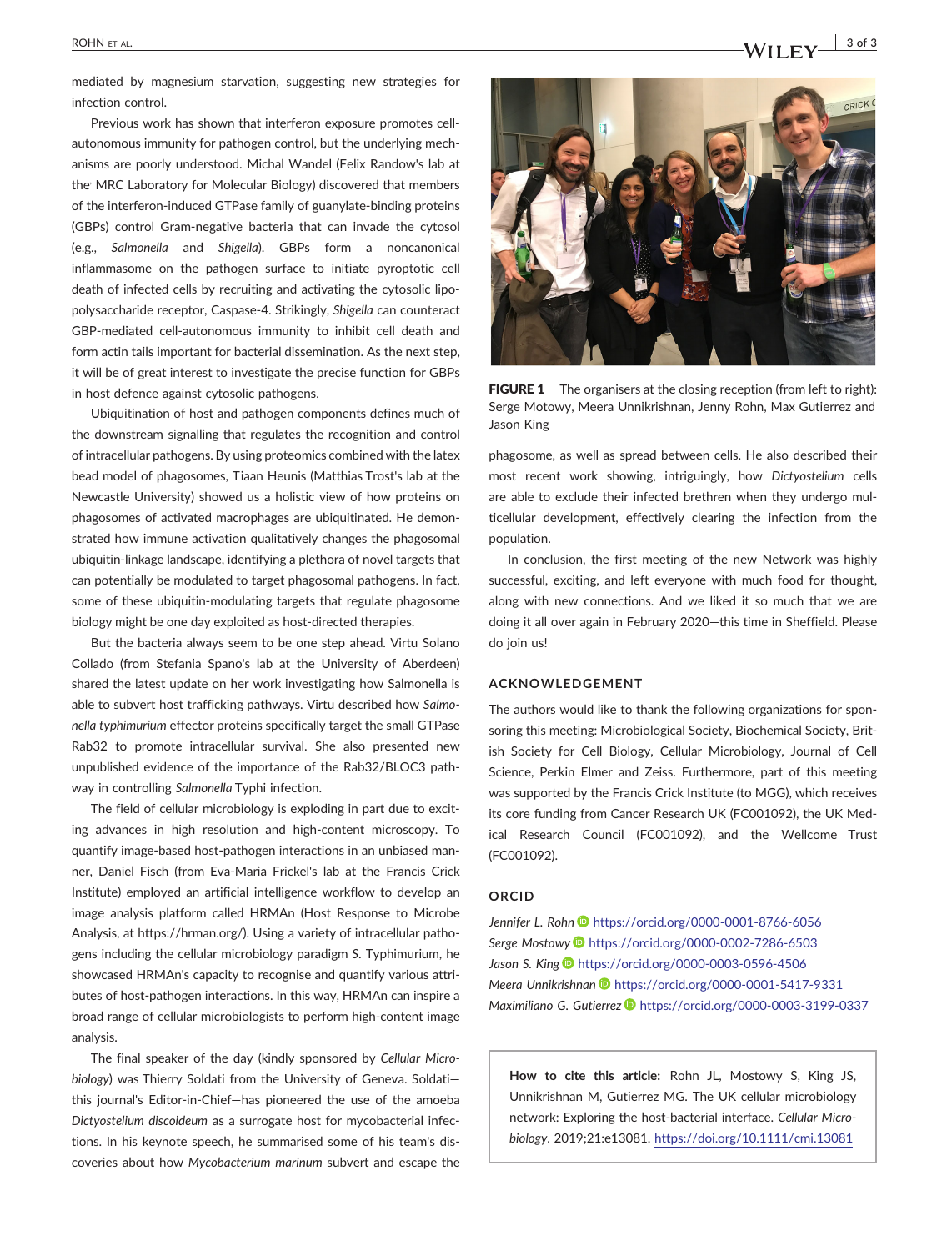mediated by magnesium starvation, suggesting new strategies for infection control.

Previous work has shown that interferon exposure promotes cell-autonomous immunity for pathogen control, but the underlying mechanisms are poorly understood. Michal Wandel (Felix Randow's lab at the MRC Laboratory for Molecular Biology) discovered that members of the interferon-induced GTPase family of guanylate-binding proteins (GBPs) control Gram-negative bacteria that can invade the cytosol (e.g., *Salmonella* and *Shigella*). GBPs form a noncanonical inflammasome on the pathogen surface to initiate pyroptotic cell death of infected cells by recruiting and activating the cytosolic lipopolysaccharide receptor, Caspase-4. Strikingly, *Shigella* can counteract GBP-mediated cell-autonomous immunity to inhibit cell death and form actin tails important for bacterial dissemination. As the next step, it will be of great interest to investigate the precise function for GBPs in host defence against cytosolic pathogens.

Ubiquitination of host and pathogen components defines much of the downstream signalling that regulates the recognition and control of intracellular pathogens. By using proteomics combined with the latex bead model of phagosomes, Tiaan Heunis (Matthias Trost's lab at the Newcastle University) showed us a holistic view of how proteins on phagosomes of activated macrophages are ubiquitinated. He demonstrated how immune activation qualitatively changes the phagosomal ubiquitin-linkage landscape, identifying a plethora of novel targets that can potentially be modulated to target phagosomal pathogens. In fact, some of these ubiquitin-modulating targets that regulate phagosome biology might be one day exploited as host-directed therapies.

But the bacteria always seem to be one step ahead. Virtu Solano Collado (from Stefania Spano's lab at the University of Aberdeen) shared the latest update on her work investigating how Salmonella is able to subvert host trafficking pathways. Virtu described how *Salmonella typhimurium* effector proteins specifically target the small GTPase Rab32 to promote intracellular survival. She also presented new unpublished evidence of the importance of the Rab32/BLOC3 pathway in controlling *Salmonella* Typhi infection.

The field of cellular microbiology is exploding in part due to exciting advances in high resolution and high-content microscopy. To quantify image-based host-pathogen interactions in an unbiased manner, Daniel Fisch (from Eva-Maria Frickel's lab at the Francis Crick Institute) employed an artificial intelligence workflow to develop an image analysis platform called HRMAn (Host Response to Microbe Analysis, at https://hrman.org/). Using a variety of intracellular pathogens including the cellular microbiology paradigm *S*. Typhimurium, he showcased HRMAn's capacity to recognise and quantify various attributes of host-pathogen interactions. In this way, HRMAn can inspire a broad range of cellular microbiologists to perform high-content image analysis.

The final speaker of the day (kindly sponsored by *Cellular Microbiology*) was Thierry Soldati from the University of Geneva. Soldati—this journal's Editor-in-Chief—has pioneered the use of the amoeba *Dictyostelium discoideum* as a surrogate host for mycobacterial infections. In his keynote speech, he summarised some of his team's discoveries about how *Mycobacterium marinum* subvert and escape the phagosome, as well as spread between cells. He also described their most recent work showing, intriguingly, how *Dictyostelium* cells are able to exclude their infected brethren when they undergo multicellular development, effectively clearing the infection from the population.

**FIGURE 1** The organisers at the closing reception (from left to right): Serge Motowy, Meera Unnikrishnan, Jenny Rohn, Max Gutierrez and Jason King

In conclusion, the first meeting of the new Network was highly successful, exciting, and left everyone with much food for thought, along with new connections. And we liked it so much that we are doing it all over again in February 2020—this time in Sheffield. Please do join us!

## ACKNOWLEDGEMENT

The authors would like to thank the following organizations for sponsoring this meeting: Microbiological Society, Biochemical Society, British Society for Cell Biology, Cellular Microbiology, Journal of Cell Science, Perkin Elmer and Zeiss. Furthermore, part of this meeting was supported by the Francis Crick Institute (to MGG), which receives its core funding from Cancer Research UK (FC001092), the UK Medical Research Council (FC001092), and the Wellcome Trust (FC001092).

## ORCID

*Jennifer L. Rohn* https://orcid.org/0000-0001-8766-6056
*Serge Mostowy* https://orcid.org/0000-0002-7286-6503
*Jason S. King* https://orcid.org/0000-0003-0596-4506
*Meera Unnikrishnan* https://orcid.org/0000-0001-5417-9331
*Maximiliano G. Gutierrez* https://orcid.org/0000-0003-3199-0337

**How to cite this article:** Rohn JL, Mostowy S, King JS, Unnikrishnan M, Gutierrez MG. The UK cellular microbiology network: Exploring the host-bacterial interface. *Cellular Microbiology*. 2019;21:e13081. https://doi.org/10.1111/cmi.13081